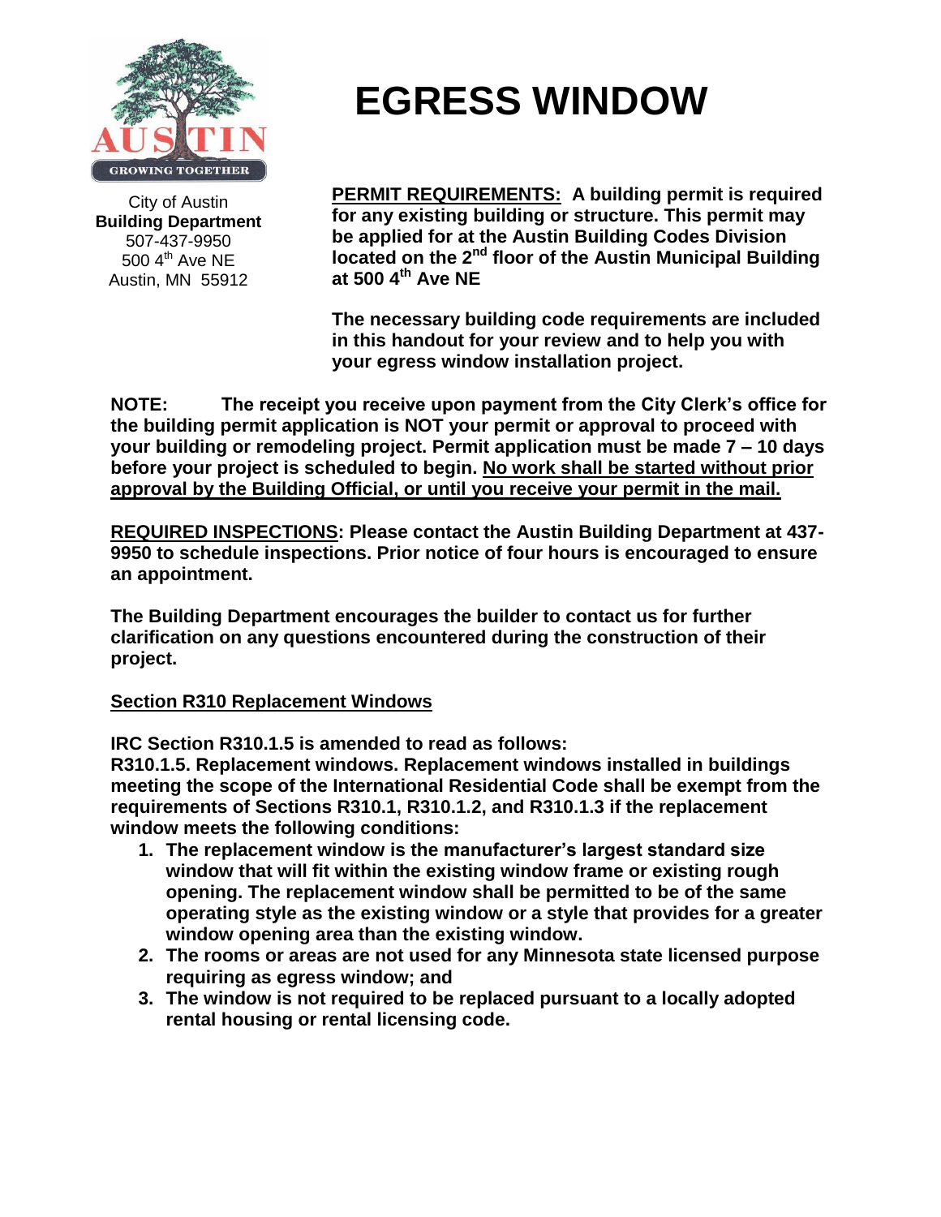# EGRESS WINDOW

City of Austin
**Building Department**
507-437-9950
500 4th Ave NE
Austin, MN 55912

**PERMIT REQUIREMENTS: A building permit is required for any existing building or structure. This permit may be applied for at the Austin Building Codes Division located on the 2nd floor of the Austin Municipal Building at 500 4th Ave NE**

**The necessary building code requirements are included in this handout for your review and to help you with your egress window installation project.**

**NOTE: The receipt you receive upon payment from the City Clerk's office for the building permit application is NOT your permit or approval to proceed with your building or remodeling project. Permit application must be made 7 – 10 days before your project is scheduled to begin. No work shall be started without prior approval by the Building Official, or until you receive your permit in the mail.**

**REQUIRED INSPECTIONS: Please contact the Austin Building Department at 437-9950 to schedule inspections. Prior notice of four hours is encouraged to ensure an appointment.**

**The Building Department encourages the builder to contact us for further clarification on any questions encountered during the construction of their project.**

## Section R310 Replacement Windows

**IRC Section R310.1.5 is amended to read as follows:**

**R310.1.5. Replacement windows. Replacement windows installed in buildings meeting the scope of the International Residential Code shall be exempt from the requirements of Sections R310.1, R310.1.2, and R310.1.3 if the replacement window meets the following conditions:**

1. **The replacement window is the manufacturer's largest standard size window that will fit within the existing window frame or existing rough opening. The replacement window shall be permitted to be of the same operating style as the existing window or a style that provides for a greater window opening area than the existing window.**
2. **The rooms or areas are not used for any Minnesota state licensed purpose requiring as egress window; and**
3. **The window is not required to be replaced pursuant to a locally adopted rental housing or rental licensing code.**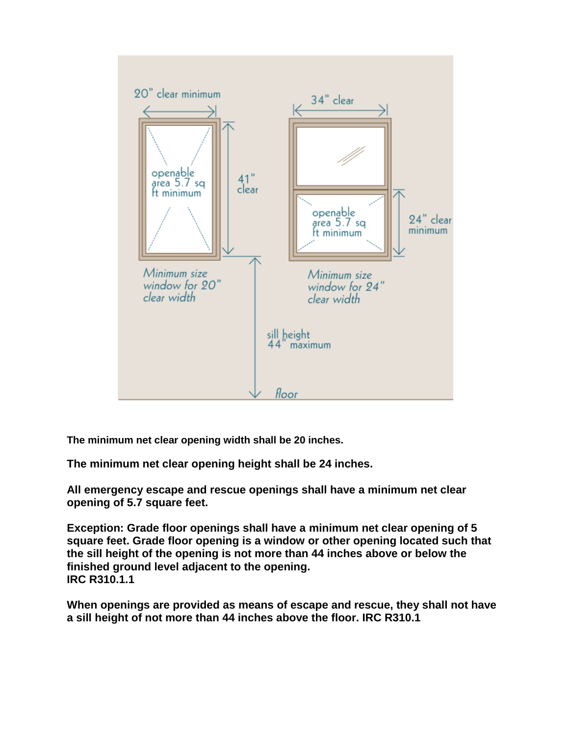20" clear minimum

41" clear

openable area 5.7 sq ft minimum

Minimum size window for 20" clear width

34" clear

openable area 5.7 sq ft minimum

24" clear minimum

Minimum size window for 24" clear width

sill height 44" maximum

floor

**The minimum net clear opening width shall be 20 inches.**

**The minimum net clear opening height shall be 24 inches.**

**All emergency escape and rescue openings shall have a minimum net clear opening of 5.7 square feet.**

**Exception: Grade floor openings shall have a minimum net clear opening of 5 square feet. Grade floor opening is a window or other opening located such that the sill height of the opening is not more than 44 inches above or below the finished ground level adjacent to the opening.**
**IRC R310.1.1**

**When openings are provided as means of escape and rescue, they shall not have a sill height of not more than 44 inches above the floor. IRC R310.1**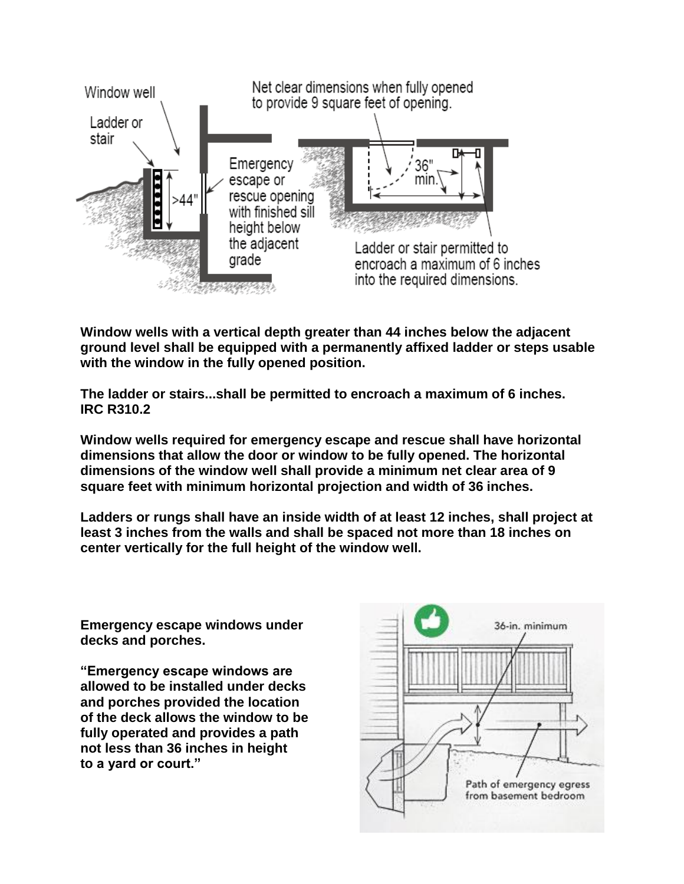Window well

Ladder or stair

>44"

Emergency escape or rescue opening with finished sill height below the adjacent grade

Net clear dimensions when fully opened to provide 9 square feet of opening.

36" min.

Ladder or stair permitted to encroach a maximum of 6 inches into the required dimensions.

**Window wells with a vertical depth greater than 44 inches below the adjacent ground level shall be equipped with a permanently affixed ladder or steps usable with the window in the fully opened position.**

**The ladder or stairs...shall be permitted to encroach a maximum of 6 inches. IRC R310.2**

**Window wells required for emergency escape and rescue shall have horizontal dimensions that allow the door or window to be fully opened. The horizontal dimensions of the window well shall provide a minimum net clear area of 9 square feet with minimum horizontal projection and width of 36 inches.**

**Ladders or rungs shall have an inside width of at least 12 inches, shall project at least 3 inches from the walls and shall be spaced not more than 18 inches on center vertically for the full height of the window well.**

**Emergency escape windows under decks and porches.**

**"Emergency escape windows are allowed to be installed under decks and porches provided the location of the deck allows the window to be fully operated and provides a path not less than 36 inches in height to a yard or court."**

36-in. minimum

Path of emergency egress from basement bedroom